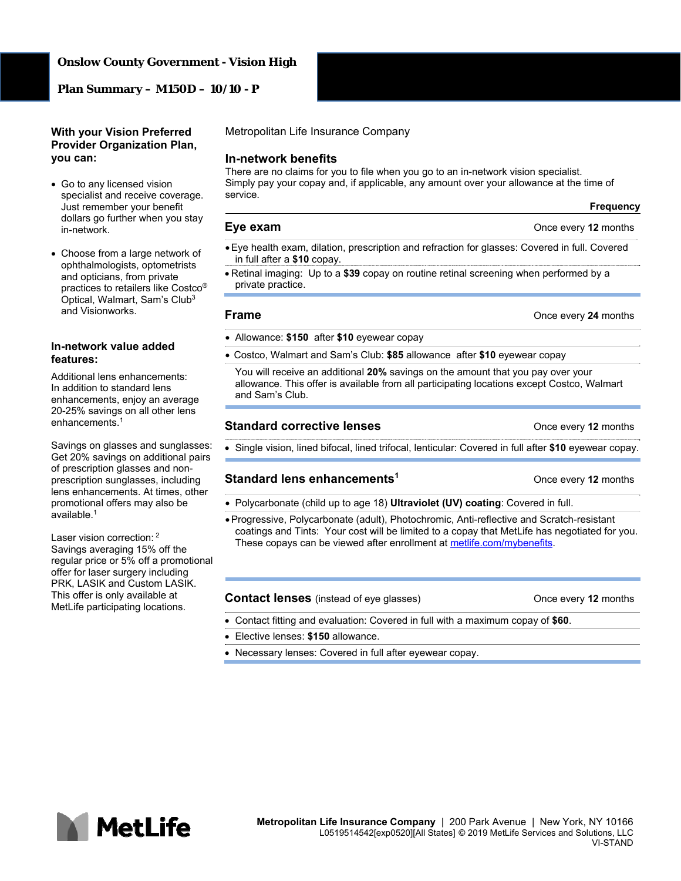# Onslow County Government - Vision High

## Plan Summary – M150D – 10/10 - P

### With your Vision Preferred Provider Organization Plan, you can:

- Go to any licensed vision specialist and receive coverage. Just remember your benefit dollars go further when you stay in-network.
- Choose from a large network of ophthalmologists, optometrists and opticians, from private practices to retailers like Costco® Optical, Walmart, Sam's Club[3] and Visionworks.

### In-network value added features:

Additional lens enhancements: In addition to standard lens enhancements, enjoy an average 20-25% savings on all other lens enhancements.[1]

Savings on glasses and sunglasses: Get 20% savings on additional pairs of prescription glasses and non-prescription sunglasses, including lens enhancements. At times, other promotional offers may also be available.[1]

Laser vision correction: [2] Savings averaging 15% off the regular price or 5% off a promotional offer for laser surgery including PRK, LASIK and Custom LASIK. This offer is only available at MetLife participating locations.

Metropolitan Life Insurance Company

### In-network benefits

There are no claims for you to file when you go to an in-network vision specialist. Simply pay your copay and, if applicable, any amount over your allowance at the time of service.

| | Frequency |
|---|---|
| **Eye exam** | Once every **12** months |
| • Eye health exam, dilation, prescription and refraction for glasses: Covered in full. Covered in full after a **$10** copay. | |
| • Retinal imaging: Up to a **$39** copay on routine retinal screening when performed by a private practice. | |
| **Frame** | Once every **24** months |
| • Allowance: **$150** after **$10** eyewear copay | |
| • Costco, Walmart and Sam's Club: **$85** allowance after **$10** eyewear copay | |
| You will receive an additional **20%** savings on the amount that you pay over your allowance. This offer is available from all participating locations except Costco, Walmart and Sam's Club. | |
| **Standard corrective lenses** | Once every **12** months |
| • Single vision, lined bifocal, lined trifocal, lenticular: Covered in full after **$10** eyewear copay. | |
| **Standard lens enhancements[1]** | Once every **12** months |
| • Polycarbonate (child up to age 18) **Ultraviolet (UV) coating**: Covered in full. | |
| • Progressive, Polycarbonate (adult), Photochromic, Anti-reflective and Scratch-resistant coatings and Tints: Your cost will be limited to a copay that MetLife has negotiated for you. These copays can be viewed after enrollment at metlife.com/mybenefits. | |
| **Contact lenses** (instead of eye glasses) | Once every **12** months |
| • Contact fitting and evaluation: Covered in full with a maximum copay of **$60**. | |
| • Elective lenses: **$150** allowance. | |
| • Necessary lenses: Covered in full after eyewear copay. | |

MetLife

**Metropolitan Life Insurance Company** | 200 Park Avenue | New York, NY 10166
L0519514542[exp0520][All States] © 2019 MetLife Services and Solutions, LLC
VI-STAND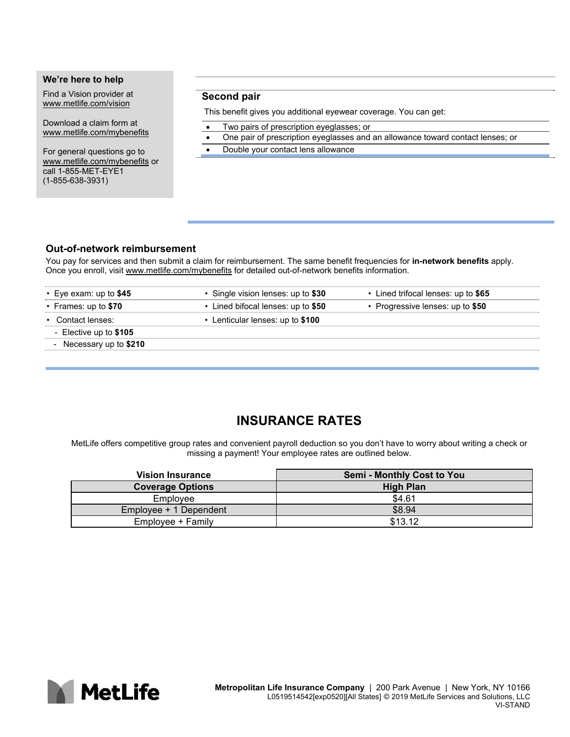**We're here to help**

Find a Vision provider at www.metlife.com/vision

Download a claim form at www.metlife.com/mybenefits

For general questions go to www.metlife.com/mybenefits or call 1-855-MET-EYE1 (1-855-638-3931)

## Second pair

This benefit gives you additional eyewear coverage. You can get:

- Two pairs of prescription eyeglasses; or
- One pair of prescription eyeglasses and an allowance toward contact lenses; or
- Double your contact lens allowance

## Out-of-network reimbursement

You pay for services and then submit a claim for reimbursement. The same benefit frequencies for **in-network benefits** apply. Once you enroll, visit www.metlife.com/mybenefits for detailed out-of-network benefits information.

- Eye exam: up to **$45**
- Frames: up to **$70**
- Contact lenses:
  - Elective up to **$105**
  - Necessary up to **$210**
- Single vision lenses: up to **$30**
- Lined bifocal lenses: up to **$50**
- Lenticular lenses: up to **$100**
- Lined trifocal lenses: up to **$65**
- Progressive lenses: up to **$50**

# INSURANCE RATES

MetLife offers competitive group rates and convenient payroll deduction so you don't have to worry about writing a check or missing a payment! Your employee rates are outlined below.

| Vision Insurance | Semi - Monthly Cost to You |
|---|---|
| **Coverage Options** | **High Plan** |
| Employee | $4.61 |
| Employee + 1 Dependent | $8.94 |
| Employee + Family | $13.12 |

**Metropolitan Life Insurance Company** | 200 Park Avenue | New York, NY 10166
L0519514542[exp0520][All States] © 2019 MetLife Services and Solutions, LLC
VI-STAND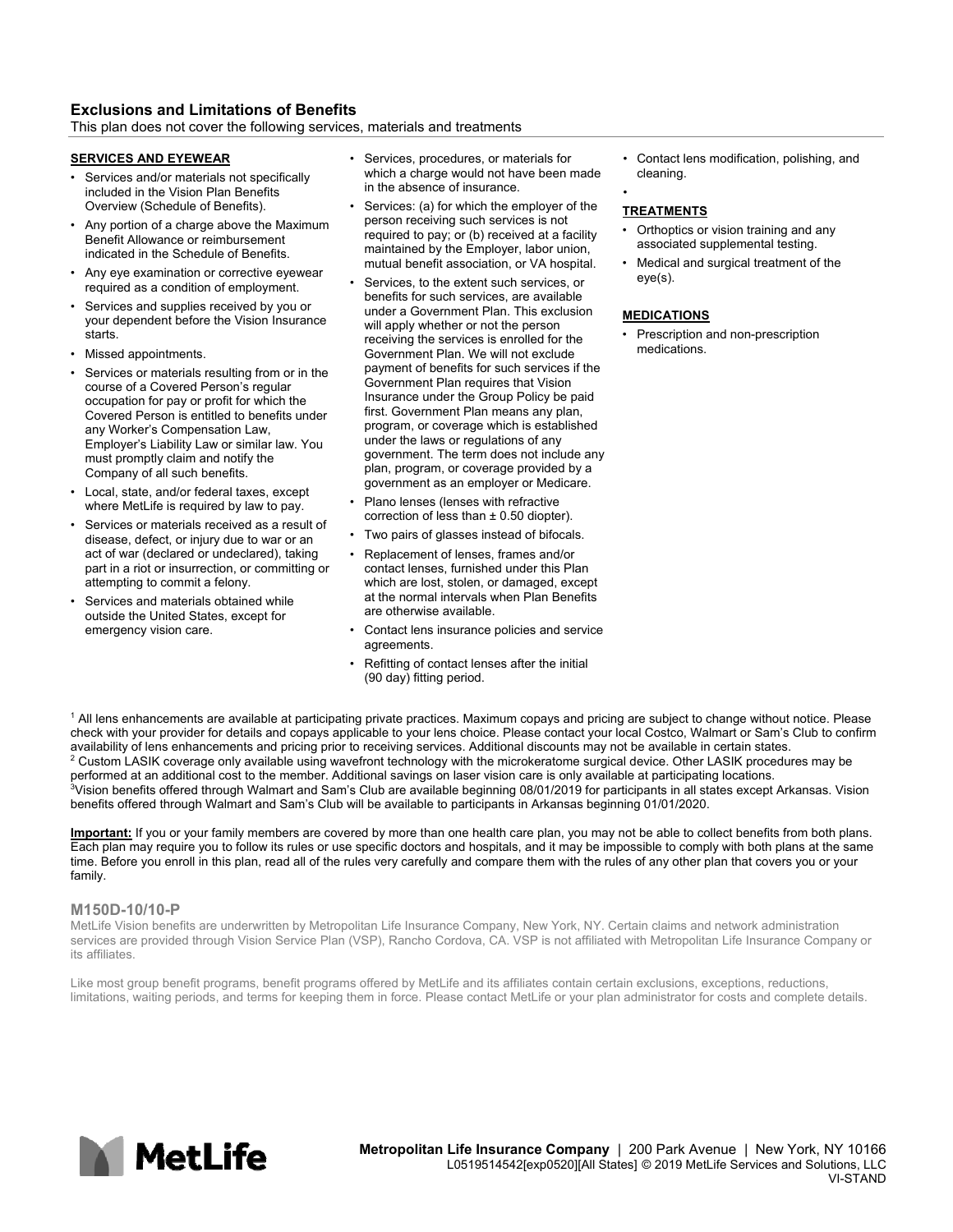## Exclusions and Limitations of Benefits

This plan does not cover the following services, materials and treatments

**SERVICES AND EYEWEAR**

- Services and/or materials not specifically included in the Vision Plan Benefits Overview (Schedule of Benefits).
- Any portion of a charge above the Maximum Benefit Allowance or reimbursement indicated in the Schedule of Benefits.
- Any eye examination or corrective eyewear required as a condition of employment.
- Services and supplies received by you or your dependent before the Vision Insurance starts.
- Missed appointments.
- Services or materials resulting from or in the course of a Covered Person's regular occupation for pay or profit for which the Covered Person is entitled to benefits under any Worker's Compensation Law, Employer's Liability Law or similar law. You must promptly claim and notify the Company of all such benefits.
- Local, state, and/or federal taxes, except where MetLife is required by law to pay.
- Services or materials received as a result of disease, defect, or injury due to war or an act of war (declared or undeclared), taking part in a riot or insurrection, or committing or attempting to commit a felony.
- Services and materials obtained while outside the United States, except for emergency vision care.
- Services, procedures, or materials for which a charge would not have been made in the absence of insurance.
- Services: (a) for which the employer of the person receiving such services is not required to pay; or (b) received at a facility maintained by the Employer, labor union, mutual benefit association, or VA hospital.
- Services, to the extent such services, or benefits for such services, are available under a Government Plan. This exclusion will apply whether or not the person receiving the services is enrolled for the Government Plan. We will not exclude payment of benefits for such services if the Government Plan requires that Vision Insurance under the Group Policy be paid first. Government Plan means any plan, program, or coverage which is established under the laws or regulations of any government. The term does not include any plan, program, or coverage provided by a government as an employer or Medicare.
- Plano lenses (lenses with refractive correction of less than ± 0.50 diopter).
- Two pairs of glasses instead of bifocals.
- Replacement of lenses, frames and/or contact lenses, furnished under this Plan which are lost, stolen, or damaged, except at the normal intervals when Plan Benefits are otherwise available.
- Contact lens insurance policies and service agreements.
- Refitting of contact lenses after the initial (90 day) fitting period.
- Contact lens modification, polishing, and cleaning.

**TREATMENTS**

- Orthoptics or vision training and any associated supplemental testing.
- Medical and surgical treatment of the eye(s).

**MEDICATIONS**

- Prescription and non-prescription medications.

[1] All lens enhancements are available at participating private practices. Maximum copays and pricing are subject to change without notice. Please check with your provider for details and copays applicable to your lens choice. Please contact your local Costco, Walmart or Sam's Club to confirm availability of lens enhancements and pricing prior to receiving services. Additional discounts may not be available in certain states.
[2] Custom LASIK coverage only available using wavefront technology with the microkeratome surgical device. Other LASIK procedures may be performed at an additional cost to the member. Additional savings on laser vision care is only available at participating locations.
[3] Vision benefits offered through Walmart and Sam's Club are available beginning 08/01/2019 for participants in all states except Arkansas. Vision benefits offered through Walmart and Sam's Club will be available to participants in Arkansas beginning 01/01/2020.

**Important:** If you or your family members are covered by more than one health care plan, you may not be able to collect benefits from both plans. Each plan may require you to follow its rules or use specific doctors and hospitals, and it may be impossible to comply with both plans at the same time. Before you enroll in this plan, read all of the rules very carefully and compare them with the rules of any other plan that covers you or your family.

**M150D-10/10-P**

MetLife Vision benefits are underwritten by Metropolitan Life Insurance Company, New York, NY. Certain claims and network administration services are provided through Vision Service Plan (VSP), Rancho Cordova, CA. VSP is not affiliated with Metropolitan Life Insurance Company or its affiliates.

Like most group benefit programs, benefit programs offered by MetLife and its affiliates contain certain exclusions, exceptions, reductions, limitations, waiting periods, and terms for keeping them in force. Please contact MetLife or your plan administrator for costs and complete details.

MetLife

**Metropolitan Life Insurance Company** | 200 Park Avenue | New York, NY 10166
L0519514542[exp0520][All States] © 2019 MetLife Services and Solutions, LLC
VI-STAND